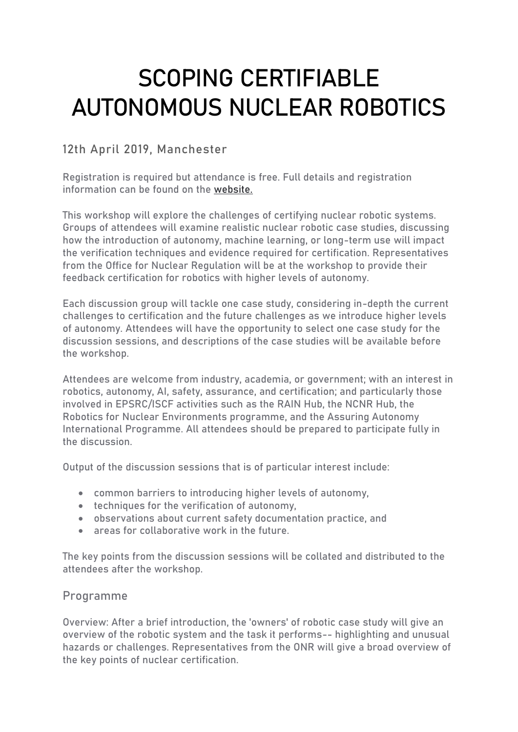# SCOPING CERTIFIABLE AUTONOMOUS NUCLEAR ROBOTICS

## 12th April 2019, Manchester

Registration is required but attendance is free. Full details and registration information can be found on the website.

This workshop will explore the challenges of certifying nuclear robotic systems. Groups of attendees will examine realistic nuclear robotic case studies, discussing how the introduction of autonomy, machine learning, or long-term use will impact the verification techniques and evidence required for certification. Representatives from the Office for Nuclear Regulation will be at the workshop to provide their feedback certification for robotics with higher levels of autonomy.

Each discussion group will tackle one case study, considering in-depth the current challenges to certification and the future challenges as we introduce higher levels of autonomy. Attendees will have the opportunity to select one case study for the discussion sessions, and descriptions of the case studies will be available before the workshop.

Attendees are welcome from industry, academia, or government; with an interest in robotics, autonomy, AI, safety, assurance, and certification; and particularly those involved in EPSRC/ISCF activities such as the RAIN Hub, the NCNR Hub, the Robotics for Nuclear Environments programme, and the Assuring Autonomy International Programme. All attendees should be prepared to participate fully in the discussion.

Output of the discussion sessions that is of particular interest include:

- common barriers to introducing higher levels of autonomy,
- techniques for the verification of autonomy,
- observations about current safety documentation practice, and
- areas for collaborative work in the future.

The key points from the discussion sessions will be collated and distributed to the attendees after the workshop.

## Programme

Overview: After a brief introduction, the 'owners' of robotic case study will give an overview of the robotic system and the task it performs-- highlighting and unusual hazards or challenges. Representatives from the ONR will give a broad overview of the key points of nuclear certification.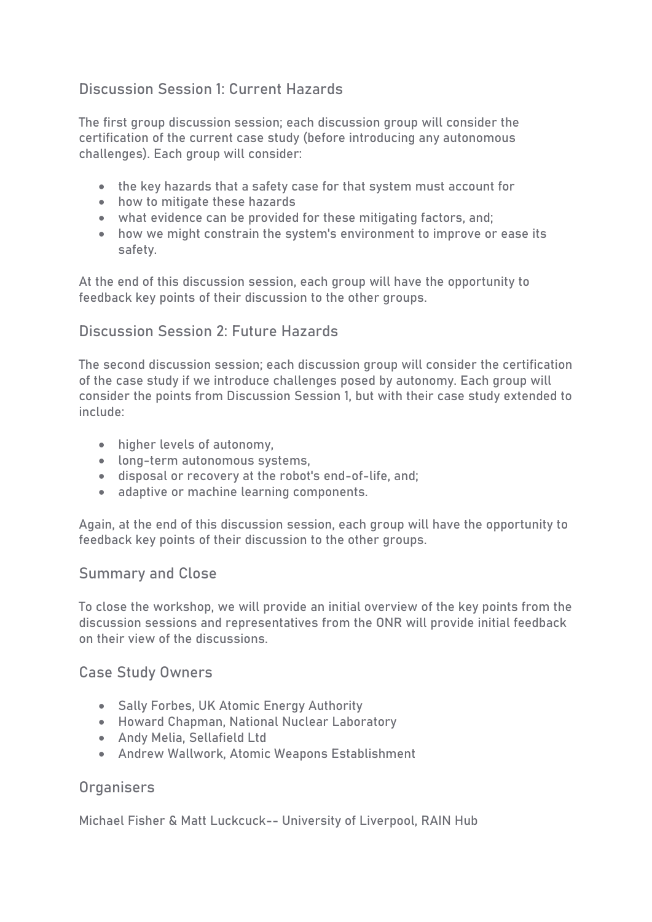## Discussion Session 1: Current Hazards

The first group discussion session; each discussion group will consider the certification of the current case study (before introducing any autonomous challenges). Each group will consider:

- the key hazards that a safety case for that system must account for
- how to mitigate these hazards
- what evidence can be provided for these mitigating factors, and;
- how we might constrain the system's environment to improve or ease its safety.

At the end of this discussion session, each group will have the opportunity to feedback key points of their discussion to the other groups.

## Discussion Session 2: Future Hazards

The second discussion session; each discussion group will consider the certification of the case study if we introduce challenges posed by autonomy. Each group will consider the points from Discussion Session 1, but with their case study extended to include:

- higher levels of autonomy,
- long-term autonomous systems,
- disposal or recovery at the robot's end-of-life, and;
- adaptive or machine learning components.

Again, at the end of this discussion session, each group will have the opportunity to feedback key points of their discussion to the other groups.

## Summary and Close

To close the workshop, we will provide an initial overview of the key points from the discussion sessions and representatives from the ONR will provide initial feedback on their view of the discussions.

## Case Study Owners

- Sally Forbes, UK Atomic Energy Authority
- Howard Chapman, National Nuclear Laboratory
- Andy Melia, Sellafield Ltd
- Andrew Wallwork, Atomic Weapons Establishment

## Organisers

Michael Fisher & Matt Luckcuck-- University of Liverpool, RAIN Hub